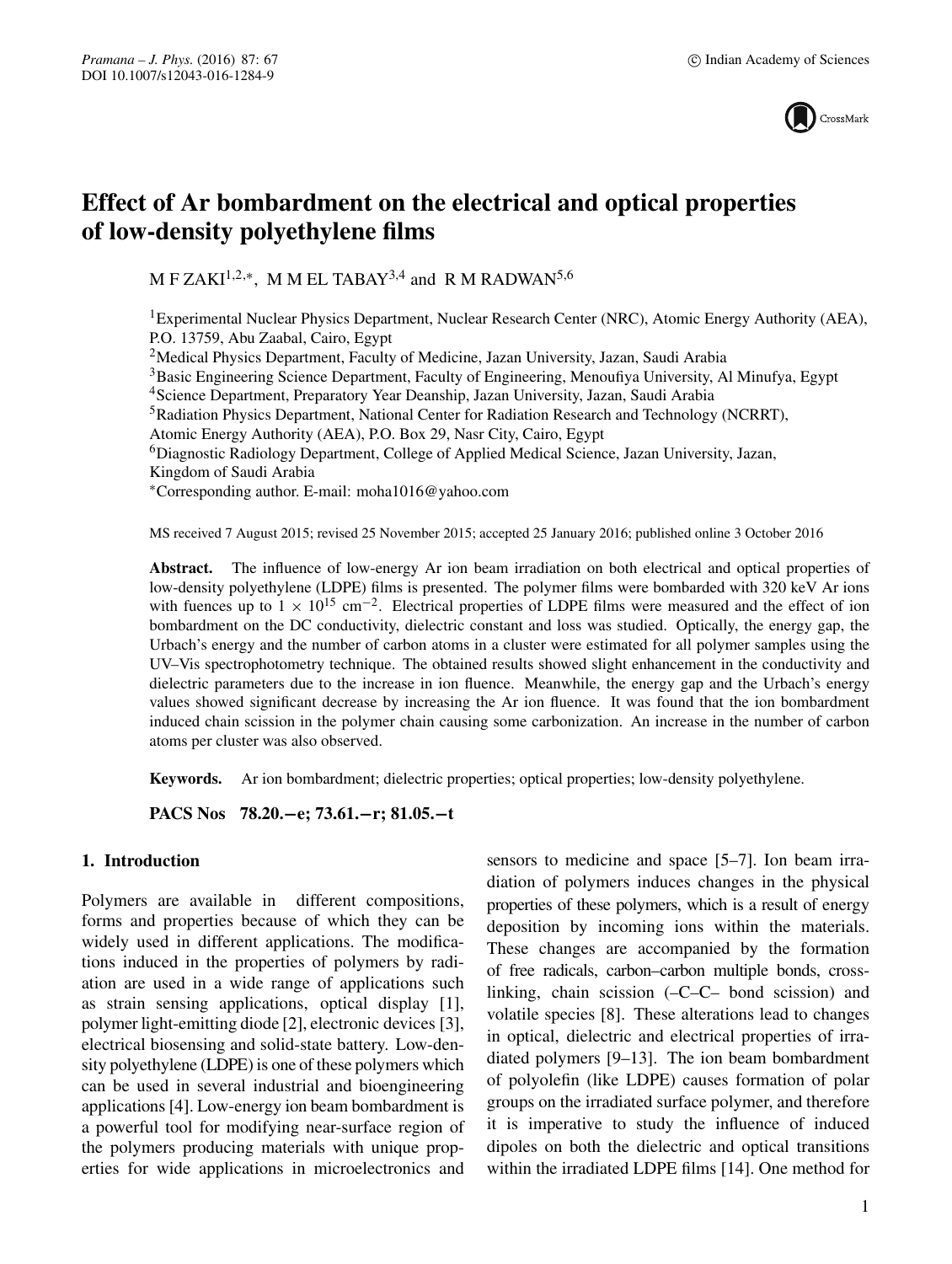# Effect of Ar bombardment on the electrical and optical properties of low-density polyethylene films

M F ZAKI[1,2,*], M M EL TABAY[3,4] and R M RADWAN[5,6]

[1]Experimental Nuclear Physics Department, Nuclear Research Center (NRC), Atomic Energy Authority (AEA), P.O. 13759, Abu Zaabal, Cairo, Egypt
[2]Medical Physics Department, Faculty of Medicine, Jazan University, Jazan, Saudi Arabia
[3]Basic Engineering Science Department, Faculty of Engineering, Menoufiya University, Al Minufya, Egypt
[4]Science Department, Preparatory Year Deanship, Jazan University, Jazan, Saudi Arabia
[5]Radiation Physics Department, National Center for Radiation Research and Technology (NCRRT), Atomic Energy Authority (AEA), P.O. Box 29, Nasr City, Cairo, Egypt
[6]Diagnostic Radiology Department, College of Applied Medical Science, Jazan University, Jazan, Kingdom of Saudi Arabia
*Corresponding author. E-mail: moha1016@yahoo.com

MS received 7 August 2015; revised 25 November 2015; accepted 25 January 2016; published online 3 October 2016

**Abstract.** The influence of low-energy Ar ion beam irradiation on both electrical and optical properties of low-density polyethylene (LDPE) films is presented. The polymer films were bombarded with 320 keV Ar ions with fuences up to $1 \times 10^{15}$ cm$^{-2}$. Electrical properties of LDPE films were measured and the effect of ion bombardment on the DC conductivity, dielectric constant and loss was studied. Optically, the energy gap, the Urbach's energy and the number of carbon atoms in a cluster were estimated for all polymer samples using the UV–Vis spectrophotometry technique. The obtained results showed slight enhancement in the conductivity and dielectric parameters due to the increase in ion fluence. Meanwhile, the energy gap and the Urbach's energy values showed significant decrease by increasing the Ar ion fluence. It was found that the ion bombardment induced chain scission in the polymer chain causing some carbonization. An increase in the number of carbon atoms per cluster was also observed.

**Keywords.** Ar ion bombardment; dielectric properties; optical properties; low-density polyethylene.

**PACS Nos 78.20.−e; 73.61.−r; 81.05.−t**

## 1. Introduction

Polymers are available in different compositions, forms and properties because of which they can be widely used in different applications. The modifications induced in the properties of polymers by radiation are used in a wide range of applications such as strain sensing applications, optical display [1], polymer light-emitting diode [2], electronic devices [3], electrical biosensing and solid-state battery. Low-density polyethylene (LDPE) is one of these polymers which can be used in several industrial and bioengineering applications [4]. Low-energy ion beam bombardment is a powerful tool for modifying near-surface region of the polymers producing materials with unique properties for wide applications in microelectronics and sensors to medicine and space [5–7]. Ion beam irradiation of polymers induces changes in the physical properties of these polymers, which is a result of energy deposition by incoming ions within the materials. These changes are accompanied by the formation of free radicals, carbon–carbon multiple bonds, cross-linking, chain scission (–C–C– bond scission) and volatile species [8]. These alterations lead to changes in optical, dielectric and electrical properties of irradiated polymers [9–13]. The ion beam bombardment of polyolefin (like LDPE) causes formation of polar groups on the irradiated surface polymer, and therefore it is imperative to study the influence of induced dipoles on both the dielectric and optical transitions within the irradiated LDPE films [14]. One method for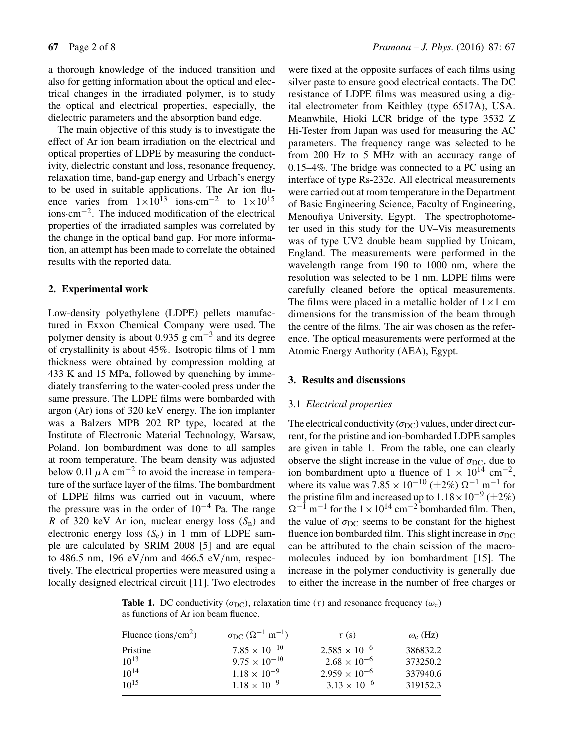a thorough knowledge of the induced transition and also for getting information about the optical and electrical changes in the irradiated polymer, is to study the optical and electrical properties, especially, the dielectric parameters and the absorption band edge.

The main objective of this study is to investigate the effect of Ar ion beam irradiation on the electrical and optical properties of LDPE by measuring the conductivity, dielectric constant and loss, resonance frequency, relaxation time, band-gap energy and Urbach's energy to be used in suitable applications. The Ar ion fluence varies from $1\times10^{13}$ ions·cm$^{-2}$ to $1\times10^{15}$ ions·cm$^{-2}$. The induced modification of the electrical properties of the irradiated samples was correlated by the change in the optical band gap. For more information, an attempt has been made to correlate the obtained results with the reported data.

## 2. Experimental work

Low-density polyethylene (LDPE) pellets manufactured in Exxon Chemical Company were used. The polymer density is about 0.935 g cm$^{-3}$ and its degree of crystallinity is about 45%. Isotropic films of 1 mm thickness were obtained by compression molding at 433 K and 15 MPa, followed by quenching by immediately transferring to the water-cooled press under the same pressure. The LDPE films were bombarded with argon (Ar) ions of 320 keV energy. The ion implanter was a Balzers MPB 202 RP type, located at the Institute of Electronic Material Technology, Warsaw, Poland. Ion bombardment was done to all samples at room temperature. The beam density was adjusted below 0.11 $\mu$A cm$^{-2}$ to avoid the increase in temperature of the surface layer of the films. The bombardment of LDPE films was carried out in vacuum, where the pressure was in the order of $10^{-4}$ Pa. The range $R$ of 320 keV Ar ion, nuclear energy loss ($S_n$) and electronic energy loss ($S_e$) in 1 mm of LDPE sample are calculated by SRIM 2008 [5] and are equal to 486.5 nm, 196 eV/nm and 466.5 eV/nm, respectively. The electrical properties were measured using a locally designed electrical circuit [11]. Two electrodes were fixed at the opposite surfaces of each films using silver paste to ensure good electrical contacts. The DC resistance of LDPE films was measured using a digital electrometer from Keithley (type 6517A), USA. Meanwhile, Hioki LCR bridge of the type 3532 Z Hi-Tester from Japan was used for measuring the AC parameters. The frequency range was selected to be from 200 Hz to 5 MHz with an accuracy range of 0.15–4%. The bridge was connected to a PC using an interface of type Rs-232c. All electrical measurements were carried out at room temperature in the Department of Basic Engineering Science, Faculty of Engineering, Menoufiya University, Egypt. The spectrophotometer used in this study for the UV–Vis measurements was of type UV2 double beam supplied by Unicam, England. The measurements were performed in the wavelength range from 190 to 1000 nm, where the resolution was selected to be 1 nm. LDPE films were carefully cleaned before the optical measurements. The films were placed in a metallic holder of $1\times1$ cm dimensions for the transmission of the beam through the centre of the films. The air was chosen as the reference. The optical measurements were performed at the Atomic Energy Authority (AEA), Egypt.

## 3. Results and discussions

### 3.1 *Electrical properties*

The electrical conductivity ($\sigma_{DC}$) values, under direct current, for the pristine and ion-bombarded LDPE samples are given in table 1. From the table, one can clearly observe the slight increase in the value of $\sigma_{DC}$, due to ion bombardment upto a fluence of $1\times10^{14}$ cm$^{-2}$, where its value was $7.85\times10^{-10}$ ($\pm2$%) $\Omega^{-1}$ m$^{-1}$ for the pristine film and increased up to $1.18\times10^{-9}$ ($\pm2$%) $\Omega^{-1}$ m$^{-1}$ for the $1\times10^{14}$ cm$^{-2}$ bombarded film. Then, the value of $\sigma_{DC}$ seems to be constant for the highest fluence ion bombarded film. This slight increase in $\sigma_{DC}$ can be attributed to the chain scission of the macromolecules induced by ion bombardment [15]. The increase in the polymer conductivity is generally due to either the increase in the number of free charges or

**Table 1.** DC conductivity ($\sigma_{DC}$), relaxation time ($\tau$) and resonance frequency ($\omega_c$) as functions of Ar ion beam fluence.

| Fluence (ions/cm$^2$) | $\sigma_{DC}$ ($\Omega^{-1}$ m$^{-1}$) | $\tau$ (s) | $\omega_c$ (Hz) |
|---|---|---|---|
| Pristine | $7.85\times10^{-10}$ | $2.585\times10^{-6}$ | 386832.2 |
| $10^{13}$ | $9.75\times10^{-10}$ | $2.68\times10^{-6}$ | 373250.2 |
| $10^{14}$ | $1.18\times10^{-9}$ | $2.959\times10^{-6}$ | 337940.6 |
| $10^{15}$ | $1.18\times10^{-9}$ | $3.13\times10^{-6}$ | 319152.3 |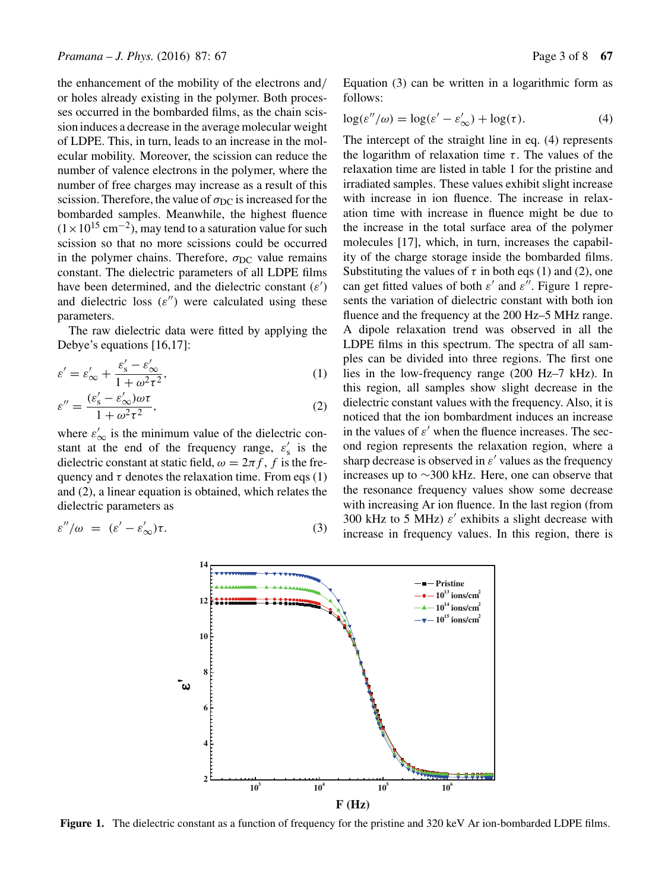the enhancement of the mobility of the electrons and/ or holes already existing in the polymer. Both processes occurred in the bombarded films, as the chain scission induces a decrease in the average molecular weight of LDPE. This, in turn, leads to an increase in the molecular mobility. Moreover, the scission can reduce the number of valence electrons in the polymer, where the number of free charges may increase as a result of this scission. Therefore, the value of $\sigma_{DC}$ is increased for the bombarded samples. Meanwhile, the highest fluence ($1\times10^{15}$ cm$^{-2}$), may tend to a saturation value for such scission so that no more scissions could be occurred in the polymer chains. Therefore, $\sigma_{DC}$ value remains constant. The dielectric parameters of all LDPE films have been determined, and the dielectric constant ($\varepsilon'$) and dielectric loss ($\varepsilon''$) were calculated using these parameters.

The raw dielectric data were fitted by applying the Debye's equations [16,17]:

$$\varepsilon' = \varepsilon'_{\infty} + \frac{\varepsilon'_{s} - \varepsilon'_{\infty}}{1 + \omega^2\tau^2}, \quad (1)$$

$$\varepsilon'' = \frac{(\varepsilon'_{s} - \varepsilon'_{\infty})\omega\tau}{1 + \omega^2\tau^2}, \quad (2)$$

where $\varepsilon'_{\infty}$ is the minimum value of the dielectric constant at the end of the frequency range, $\varepsilon'_{s}$ is the dielectric constant at static field, $\omega = 2\pi f$, $f$ is the frequency and $\tau$ denotes the relaxation time. From eqs (1) and (2), a linear equation is obtained, which relates the dielectric parameters as

$$\varepsilon''/\omega = (\varepsilon' - \varepsilon'_{\infty})\tau. \quad (3)$$

Equation (3) can be written in a logarithmic form as follows:

$$\log(\varepsilon''/\omega) = \log(\varepsilon' - \varepsilon'_{\infty}) + \log(\tau). \quad (4)$$

The intercept of the straight line in eq. (4) represents the logarithm of relaxation time $\tau$. The values of the relaxation time are listed in table 1 for the pristine and irradiated samples. These values exhibit slight increase with increase in ion fluence. The increase in relaxation time with increase in fluence might be due to the increase in the total surface area of the polymer molecules [17], which, in turn, increases the capability of the charge storage inside the bombarded films. Substituting the values of $\tau$ in both eqs (1) and (2), one can get fitted values of both $\varepsilon'$ and $\varepsilon''$. Figure 1 represents the variation of dielectric constant with both ion fluence and the frequency at the 200 Hz–5 MHz range. A dipole relaxation trend was observed in all the LDPE films in this spectrum. The spectra of all samples can be divided into three regions. The first one lies in the low-frequency range (200 Hz–7 kHz). In this region, all samples show slight decrease in the dielectric constant values with the frequency. Also, it is noticed that the ion bombardment induces an increase in the values of $\varepsilon'$ when the fluence increases. The second region represents the relaxation region, where a sharp decrease is observed in $\varepsilon'$ values as the frequency increases up to ~300 kHz. Here, one can observe that the resonance frequency values show some decrease with increasing Ar ion fluence. In the last region (from 300 kHz to 5 MHz) $\varepsilon'$ exhibits a slight decrease with increase in frequency values. In this region, there is

**Figure 1.** The dielectric constant as a function of frequency for the pristine and 320 keV Ar ion-bombarded LDPE films.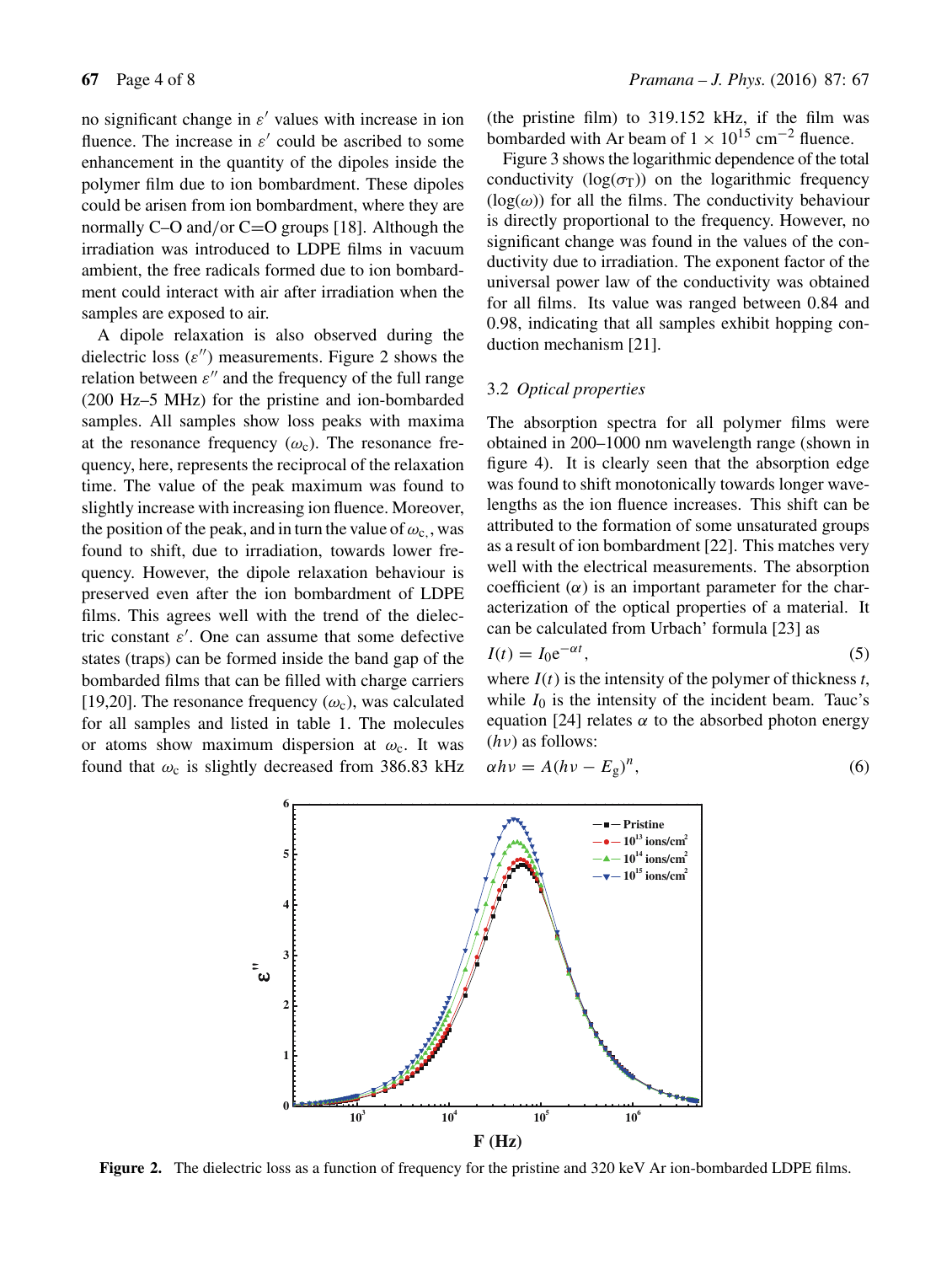no significant change in $\varepsilon'$ values with increase in ion fluence. The increase in $\varepsilon'$ could be ascribed to some enhancement in the quantity of the dipoles inside the polymer film due to ion bombardment. These dipoles could be arisen from ion bombardment, where they are normally C–O and/or C=O groups [18]. Although the irradiation was introduced to LDPE films in vacuum ambient, the free radicals formed due to ion bombardment could interact with air after irradiation when the samples are exposed to air.

A dipole relaxation is also observed during the dielectric loss ($\varepsilon''$) measurements. Figure 2 shows the relation between $\varepsilon''$ and the frequency of the full range (200 Hz–5 MHz) for the pristine and ion-bombarded samples. All samples show loss peaks with maxima at the resonance frequency ($\omega_c$). The resonance frequency, here, represents the reciprocal of the relaxation time. The value of the peak maximum was found to slightly increase with increasing ion fluence. Moreover, the position of the peak, and in turn the value of $\omega_c$, was found to shift, due to irradiation, towards lower frequency. However, the dipole relaxation behaviour is preserved even after the ion bombardment of LDPE films. This agrees well with the trend of the dielectric constant $\varepsilon'$. One can assume that some defective states (traps) can be formed inside the band gap of the bombarded films that can be filled with charge carriers [19,20]. The resonance frequency ($\omega_c$), was calculated for all samples and listed in table 1. The molecules or atoms show maximum dispersion at $\omega_c$. It was found that $\omega_c$ is slightly decreased from 386.83 kHz (the pristine film) to 319.152 kHz, if the film was bombarded with Ar beam of $1 \times 10^{15}$ cm$^{-2}$ fluence.

Figure 3 shows the logarithmic dependence of the total conductivity ($\log(\sigma_T)$) on the logarithmic frequency ($\log(\omega)$) for all the films. The conductivity behaviour is directly proportional to the frequency. However, no significant change was found in the values of the conductivity due to irradiation. The exponent factor of the universal power law of the conductivity was obtained for all films. Its value was ranged between 0.84 and 0.98, indicating that all samples exhibit hopping conduction mechanism [21].

### 3.2 *Optical properties*

The absorption spectra for all polymer films were obtained in 200–1000 nm wavelength range (shown in figure 4). It is clearly seen that the absorption edge was found to shift monotonically towards longer wavelengths as the ion fluence increases. This shift can be attributed to the formation of some unsaturated groups as a result of ion bombardment [22]. This matches very well with the electrical measurements. The absorption coefficient ($\alpha$) is an important parameter for the characterization of the optical properties of a material. It can be calculated from Urbach' formula [23] as

$$I(t) = I_0 e^{-\alpha t}, \tag{5}$$

where $I(t)$ is the intensity of the polymer of thickness $t$, while $I_0$ is the intensity of the incident beam. Tauc's equation [24] relates $\alpha$ to the absorbed photon energy ($h\nu$) as follows:

$$\alpha h\nu = A(h\nu - E_g)^n, \tag{6}$$

**Figure 2.** The dielectric loss as a function of frequency for the pristine and 320 keV Ar ion-bombarded LDPE films.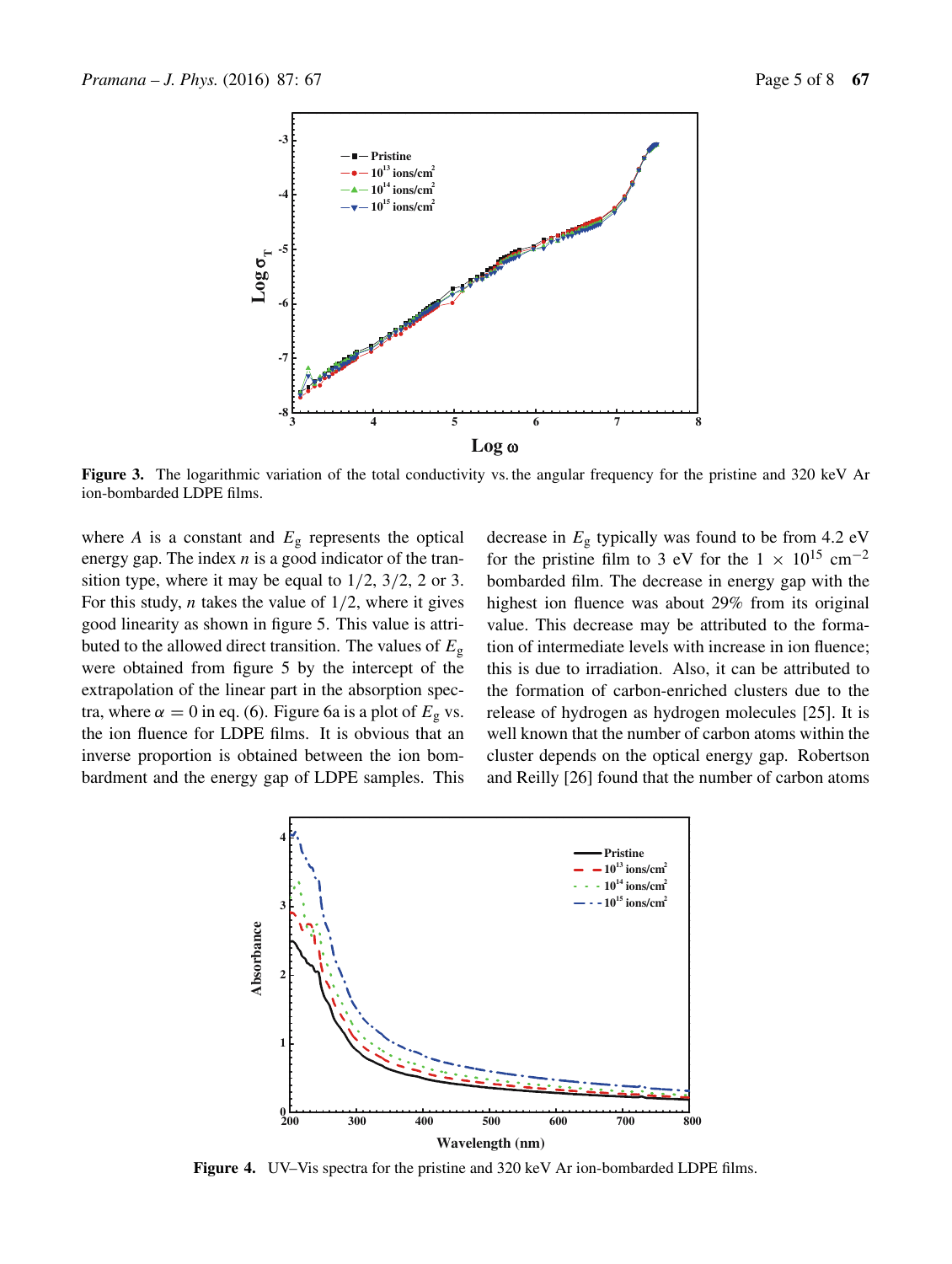Figure 3. The logarithmic variation of the total conductivity vs. the angular frequency for the pristine and 320 keV Ar ion-bombarded LDPE films.

where $A$ is a constant and $E_g$ represents the optical energy gap. The index $n$ is a good indicator of the transition type, where it may be equal to 1/2, 3/2, 2 or 3. For this study, $n$ takes the value of 1/2, where it gives good linearity as shown in figure 5. This value is attributed to the allowed direct transition. The values of $E_g$ were obtained from figure 5 by the intercept of the extrapolation of the linear part in the absorption spectra, where $\alpha = 0$ in eq. (6). Figure 6a is a plot of $E_g$ vs. the ion fluence for LDPE films. It is obvious that an inverse proportion is obtained between the ion bombardment and the energy gap of LDPE samples. This decrease in $E_g$ typically was found to be from 4.2 eV for the pristine film to 3 eV for the $1 \times 10^{15}$ $cm^{-2}$ bombarded film. The decrease in energy gap with the highest ion fluence was about 29% from its original value. This decrease may be attributed to the formation of intermediate levels with increase in ion fluence; this is due to irradiation. Also, it can be attributed to the formation of carbon-enriched clusters due to the release of hydrogen as hydrogen molecules [25]. It is well known that the number of carbon atoms within the cluster depends on the optical energy gap. Robertson and Reilly [26] found that the number of carbon atoms

Figure 4. UV–Vis spectra for the pristine and 320 keV Ar ion-bombarded LDPE films.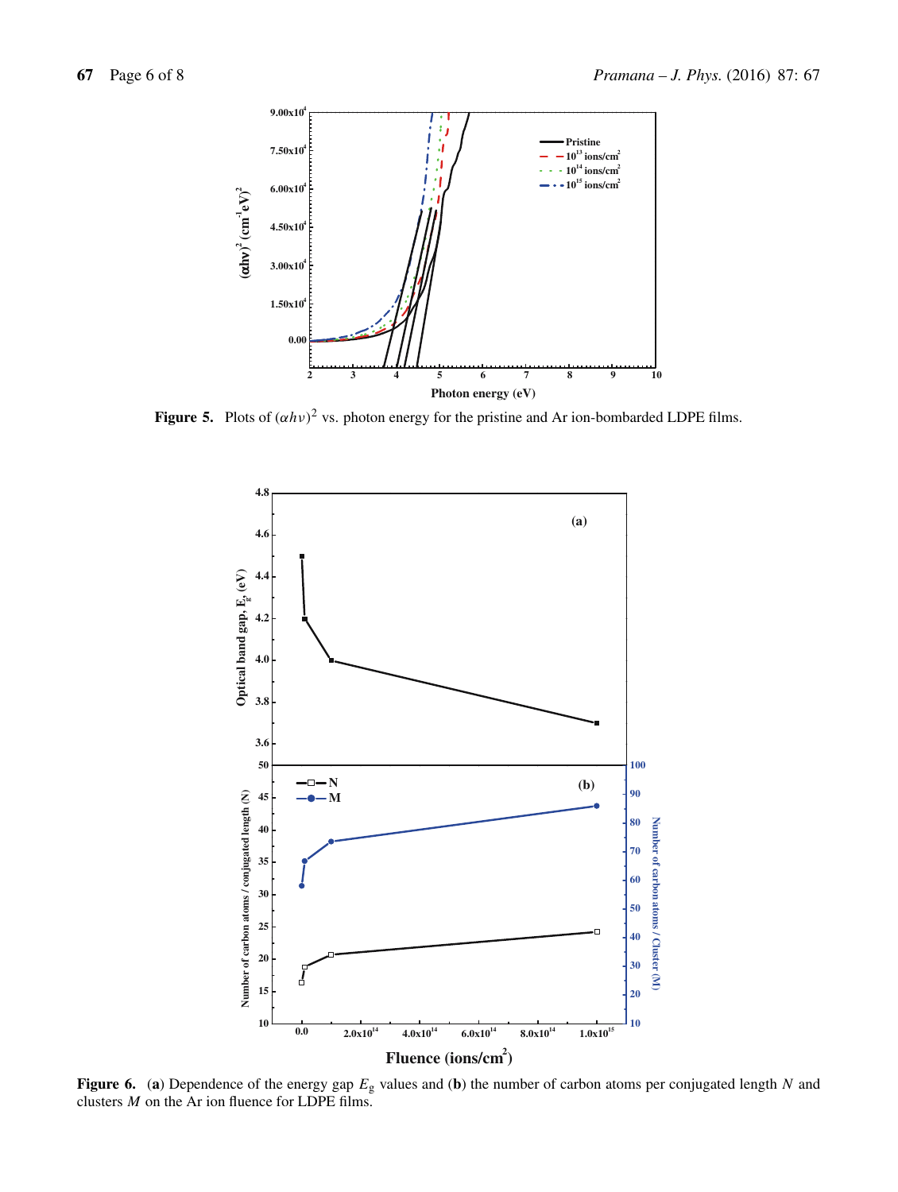**Figure 5.** Plots of $(\alpha h\nu)^2$ vs. photon energy for the pristine and Ar ion-bombarded LDPE films.

**Figure 6.** (**a**) Dependence of the energy gap $E_g$ values and (**b**) the number of carbon atoms per conjugated length $N$ and clusters $M$ on the Ar ion fluence for LDPE films.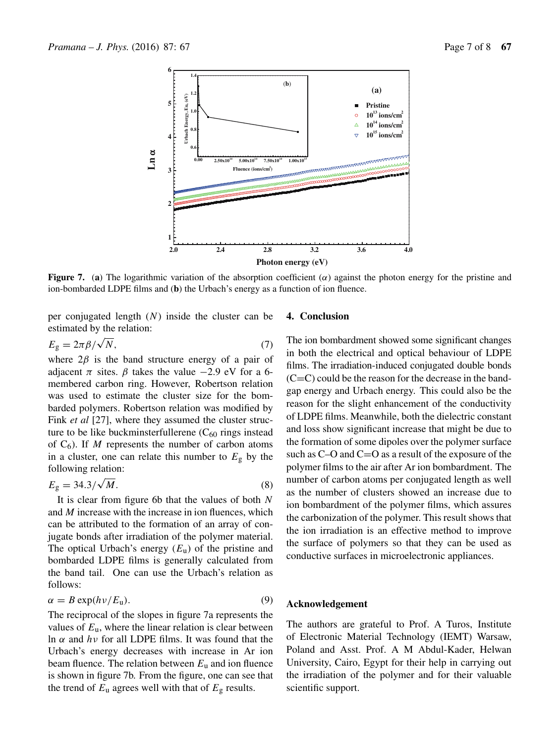**Figure 7.** (**a**) The logarithmic variation of the absorption coefficient ($\alpha$) against the photon energy for the pristine and ion-bombarded LDPE films and (**b**) the Urbach's energy as a function of ion fluence.

per conjugated length ($N$) inside the cluster can be estimated by the relation:

$$E_g = 2\pi\beta/\sqrt{N}, \tag{7}$$

where $2\beta$ is the band structure energy of a pair of adjacent $\pi$ sites. $\beta$ takes the value $-2.9$ eV for a 6-membered carbon ring. However, Robertson relation was used to estimate the cluster size for the bombarded polymers. Robertson relation was modified by Fink *et al* [27], where they assumed the cluster structure to be like buckminsterfullerene ($C_{60}$ rings instead of $C_6$). If $M$ represents the number of carbon atoms in a cluster, one can relate this number to $E_g$ by the following relation:

$$E_g = 34.3/\sqrt{M}. \tag{8}$$

It is clear from figure 6b that the values of both $N$ and $M$ increase with the increase in ion fluences, which can be attributed to the formation of an array of conjugate bonds after irradiation of the polymer material. The optical Urbach's energy ($E_u$) of the pristine and bombarded LDPE films is generally calculated from the band tail. One can use the Urbach's relation as follows:

$$\alpha = B\exp(h\nu/E_u). \tag{9}$$

The reciprocal of the slopes in figure 7a represents the values of $E_u$, where the linear relation is clear between ln $\alpha$ and $h\nu$ for all LDPE films. It was found that the Urbach's energy decreases with increase in Ar ion beam fluence. The relation between $E_u$ and ion fluence is shown in figure 7b. From the figure, one can see that the trend of $E_u$ agrees well with that of $E_g$ results.

## 4. Conclusion

The ion bombardment showed some significant changes in both the electrical and optical behaviour of LDPE films. The irradiation-induced conjugated double bonds (C=C) could be the reason for the decrease in the band-gap energy and Urbach energy. This could also be the reason for the slight enhancement of the conductivity of LDPE films. Meanwhile, both the dielectric constant and loss show significant increase that might be due to the formation of some dipoles over the polymer surface such as C–O and C=O as a result of the exposure of the polymer films to the air after Ar ion bombardment. The number of carbon atoms per conjugated length as well as the number of clusters showed an increase due to ion bombardment of the polymer films, which assures the carbonization of the polymer. This result shows that the ion irradiation is an effective method to improve the surface of polymers so that they can be used as conductive surfaces in microelectronic appliances.

## Acknowledgement

The authors are grateful to Prof. A Turos, Institute of Electronic Material Technology (IEMT) Warsaw, Poland and Asst. Prof. A M Abdul-Kader, Helwan University, Cairo, Egypt for their help in carrying out the irradiation of the polymer and for their valuable scientific support.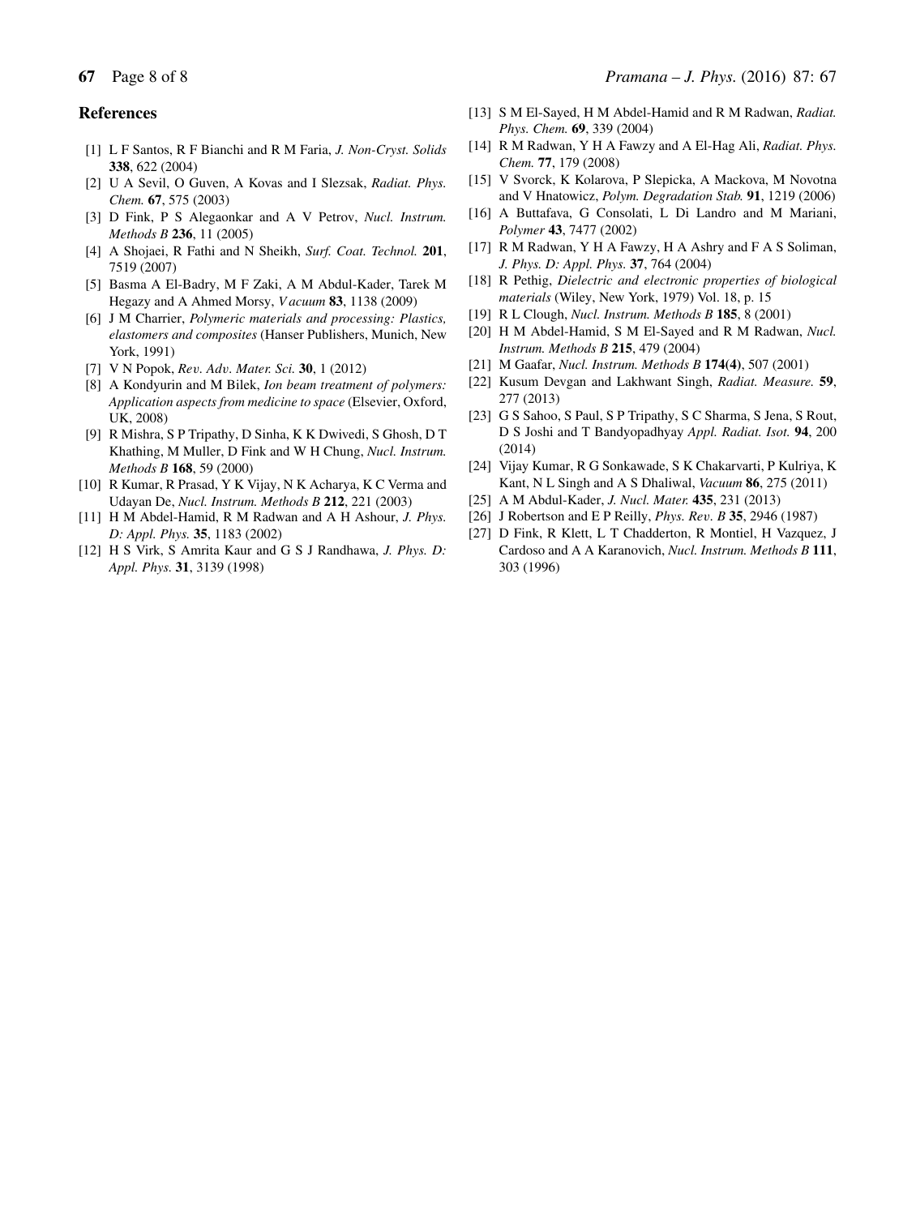## References

[1] L F Santos, R F Bianchi and R M Faria, *J. Non-Cryst. Solids* **338**, 622 (2004)

[2] U A Sevil, O Guven, A Kovas and I Slezsak, *Radiat. Phys. Chem.* **67**, 575 (2003)

[3] D Fink, P S Alegaonkar and A V Petrov, *Nucl. Instrum. Methods B* **236**, 11 (2005)

[4] A Shojaei, R Fathi and N Sheikh, *Surf. Coat. Technol.* **201**, 7519 (2007)

[5] Basma A El-Badry, M F Zaki, A M Abdul-Kader, Tarek M Hegazy and A Ahmed Morsy, *Vacuum* **83**, 1138 (2009)

[6] J M Charrier, *Polymeric materials and processing: Plastics, elastomers and composites* (Hanser Publishers, Munich, New York, 1991)

[7] V N Popok, *Rev. Adv. Mater. Sci.* **30**, 1 (2012)

[8] A Kondyurin and M Bilek, *Ion beam treatment of polymers: Application aspects from medicine to space* (Elsevier, Oxford, UK, 2008)

[9] R Mishra, S P Tripathy, D Sinha, K K Dwivedi, S Ghosh, D T Khathing, M Muller, D Fink and W H Chung, *Nucl. Instrum. Methods B* **168**, 59 (2000)

[10] R Kumar, R Prasad, Y K Vijay, N K Acharya, K C Verma and Udayan De, *Nucl. Instrum. Methods B* **212**, 221 (2003)

[11] H M Abdel-Hamid, R M Radwan and A H Ashour, *J. Phys. D: Appl. Phys.* **35**, 1183 (2002)

[12] H S Virk, S Amrita Kaur and G S J Randhawa, *J. Phys. D: Appl. Phys.* **31**, 3139 (1998)

[13] S M El-Sayed, H M Abdel-Hamid and R M Radwan, *Radiat. Phys. Chem.* **69**, 339 (2004)

[14] R M Radwan, Y H A Fawzy and A El-Hag Ali, *Radiat. Phys. Chem.* **77**, 179 (2008)

[15] V Svorck, K Kolarova, P Slepicka, A Mackova, M Novotna and V Hnatowicz, *Polym. Degradation Stab.* **91**, 1219 (2006)

[16] A Buttafava, G Consolati, L Di Landro and M Mariani, *Polymer* **43**, 7477 (2002)

[17] R M Radwan, Y H A Fawzy, H A Ashry and F A S Soliman, *J. Phys. D: Appl. Phys.* **37**, 764 (2004)

[18] R Pethig, *Dielectric and electronic properties of biological materials* (Wiley, New York, 1979) Vol. 18, p. 15

[19] R L Clough, *Nucl. Instrum. Methods B* **185**, 8 (2001)

[20] H M Abdel-Hamid, S M El-Sayed and R M Radwan, *Nucl. Instrum. Methods B* **215**, 479 (2004)

[21] M Gaafar, *Nucl. Instrum. Methods B* **174(4)**, 507 (2001)

[22] Kusum Devgan and Lakhwant Singh, *Radiat. Measure.* **59**, 277 (2013)

[23] G S Sahoo, S Paul, S P Tripathy, S C Sharma, S Jena, S Rout, D S Joshi and T Bandyopadhyay *Appl. Radiat. Isot.* **94**, 200 (2014)

[24] Vijay Kumar, R G Sonkawade, S K Chakarvarti, P Kulriya, K Kant, N L Singh and A S Dhaliwal, *Vacuum* **86**, 275 (2011)

[25] A M Abdul-Kader, *J. Nucl. Mater.* **435**, 231 (2013)

[26] J Robertson and E P Reilly, *Phys. Rev. B* **35**, 2946 (1987)

[27] D Fink, R Klett, L T Chadderton, R Montiel, H Vazquez, J Cardoso and A A Karanovich, *Nucl. Instrum. Methods B* **111**, 303 (1996)